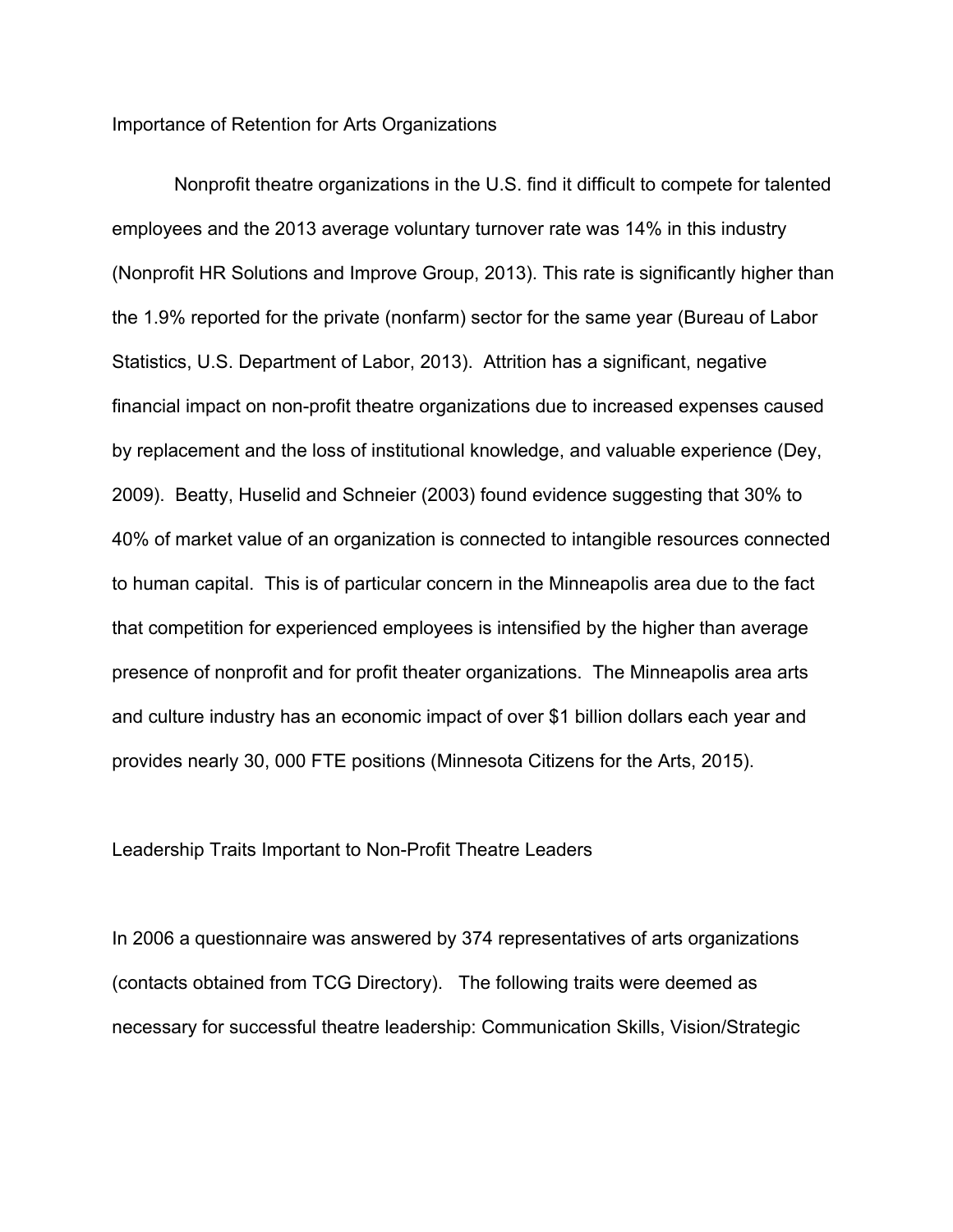## Importance of Retention for Arts Organizations

Nonprofit theatre organizations in the U.S. find it difficult to compete for talented employees and the 2013 average voluntary turnover rate was 14% in this industry (Nonprofit HR Solutions and Improve Group, 2013). This rate is significantly higher than the 1.9% reported for the private (nonfarm) sector for the same year (Bureau of Labor Statistics, U.S. Department of Labor, 2013). Attrition has a significant, negative financial impact on non-profit theatre organizations due to increased expenses caused by replacement and the loss of institutional knowledge, and valuable experience (Dey, 2009). Beatty, Huselid and Schneier (2003) found evidence suggesting that 30% to 40% of market value of an organization is connected to intangible resources connected to human capital. This is of particular concern in the Minneapolis area due to the fact that competition for experienced employees is intensified by the higher than average presence of nonprofit and for profit theater organizations. The Minneapolis area arts and culture industry has an economic impact of over $1 billion dollars each year and provides nearly 30, 000 FTE positions (Minnesota Citizens for the Arts, 2015).

## Leadership Traits Important to Non-Profit Theatre Leaders

In 2006 a questionnaire was answered by 374 representatives of arts organizations (contacts obtained from TCG Directory). The following traits were deemed as necessary for successful theatre leadership: Communication Skills, Vision/Strategic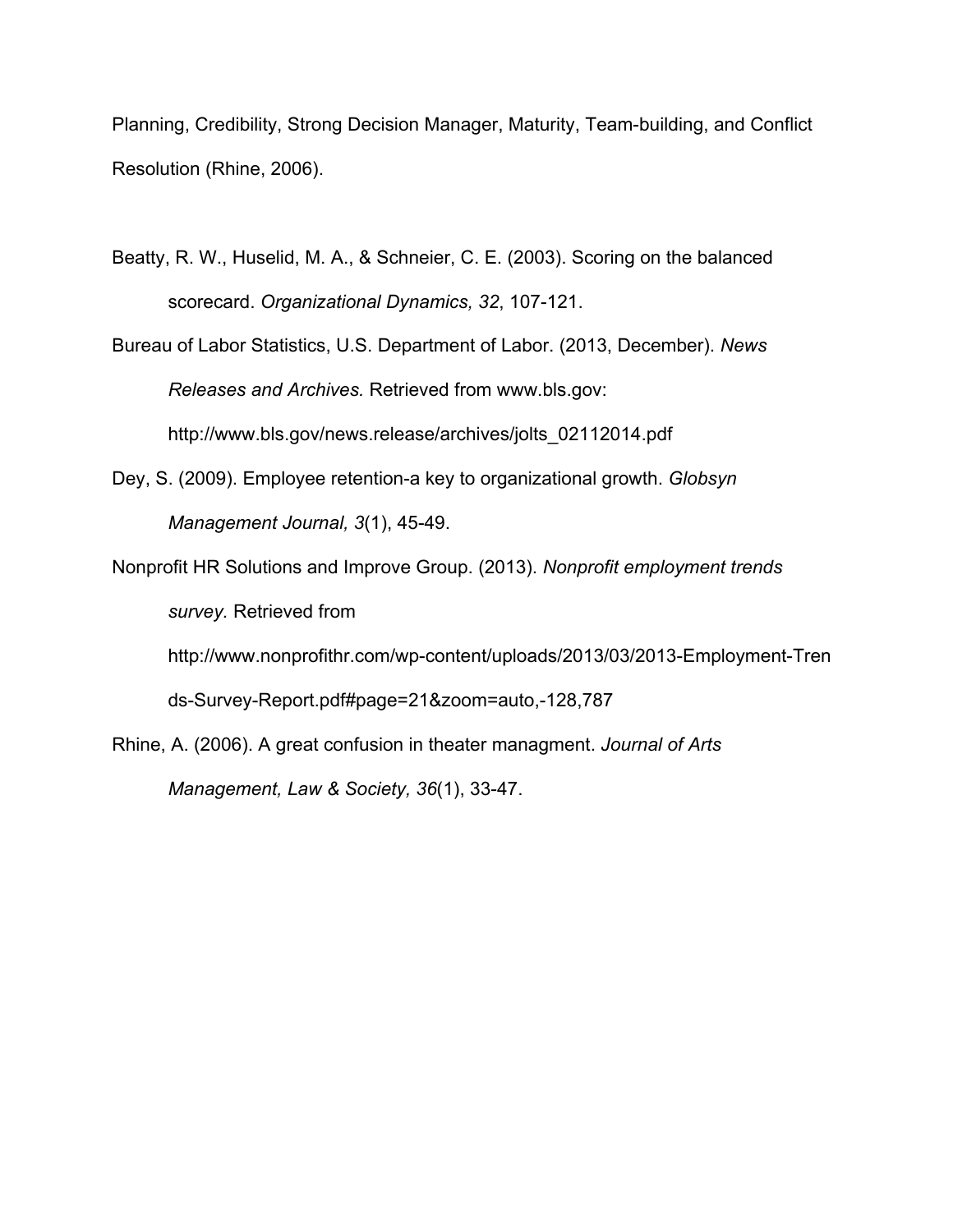Planning, Credibility, Strong Decision Manager, Maturity, Team-building, and Conflict Resolution (Rhine, 2006).

Beatty, R. W., Huselid, M. A., & Schneier, C. E. (2003). Scoring on the balanced scorecard. *Organizational Dynamics, 32*, 107-121.

Bureau of Labor Statistics, U.S. Department of Labor. (2013, December). *News Releases and Archives.* Retrieved from www.bls.gov: http://www.bls.gov/news.release/archives/jolts_02112014.pdf

Dey, S. (2009). Employee retention-a key to organizational growth. *Globsyn Management Journal, 3*(1), 45-49.

Nonprofit HR Solutions and Improve Group. (2013). *Nonprofit employment trends survey.* Retrieved from http://www.nonprofithr.com/wp-content/uploads/2013/03/2013-Employment-Trends-Survey-Report.pdf#page=21&zoom=auto,-128,787

Rhine, A. (2006). A great confusion in theater managment. *Journal of Arts Management, Law & Society, 36*(1), 33-47.